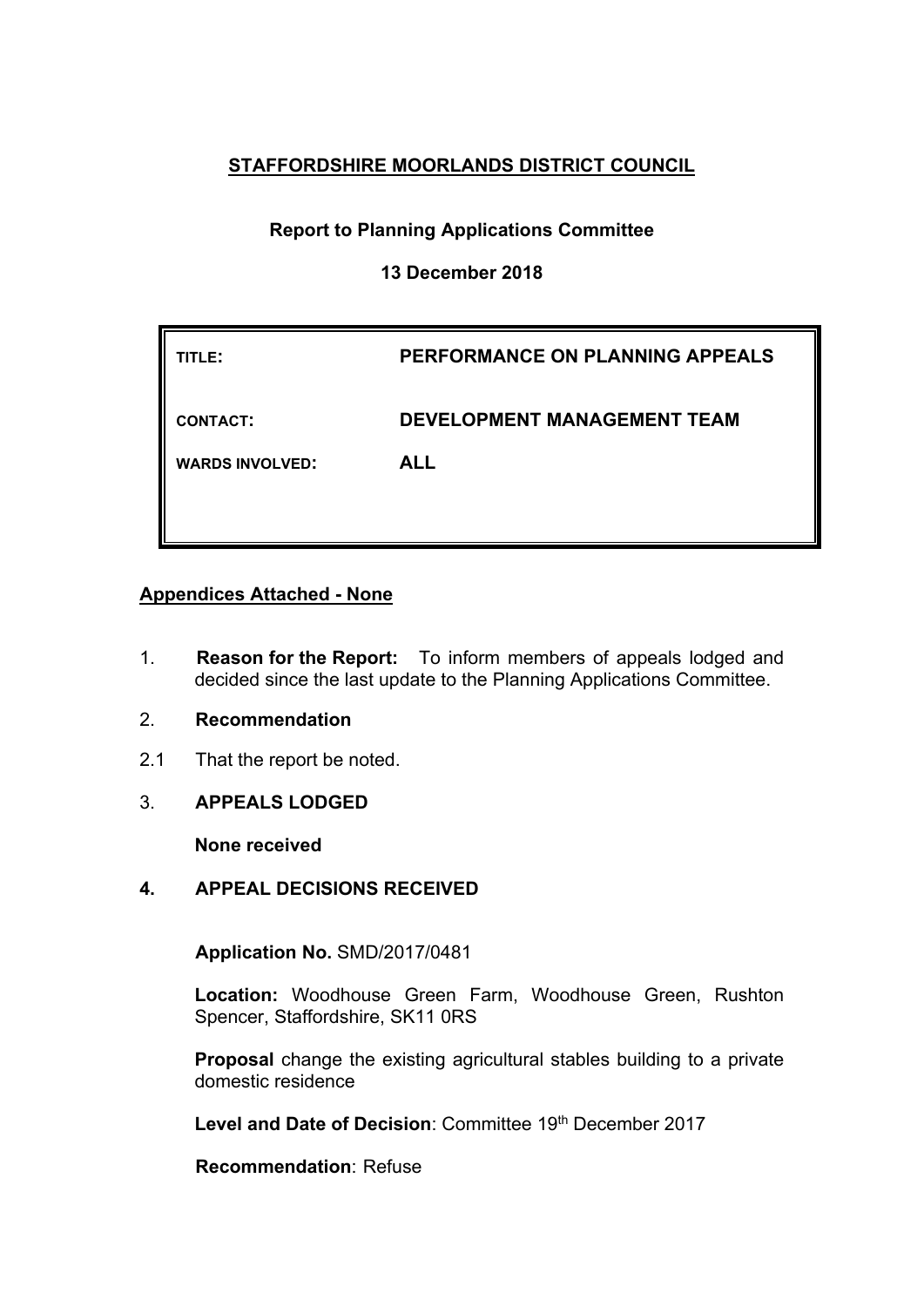**STAFFORDSHIRE MOORLANDS DISTRICT COUNCIL**

**Report to Planning Applications Committee**

**13 December 2018**

| | |
|---|---|
| **TITLE:** | **PERFORMANCE ON PLANNING APPEALS** |
| **CONTACT:** | **DEVELOPMENT MANAGEMENT TEAM** |
| **WARDS INVOLVED:** | **ALL** |

**Appendices Attached - None**

1. **Reason for the Report:** To inform members of appeals lodged and decided since the last update to the Planning Applications Committee.

2. **Recommendation**

2.1 That the report be noted.

3. **APPEALS LODGED**

**None received**

**4. APPEAL DECISIONS RECEIVED**

**Application No.** SMD/2017/0481

**Location:** Woodhouse Green Farm, Woodhouse Green, Rushton Spencer, Staffordshire, SK11 0RS

**Proposal** change the existing agricultural stables building to a private domestic residence

**Level and Date of Decision**: Committee 19th December 2017

**Recommendation**: Refuse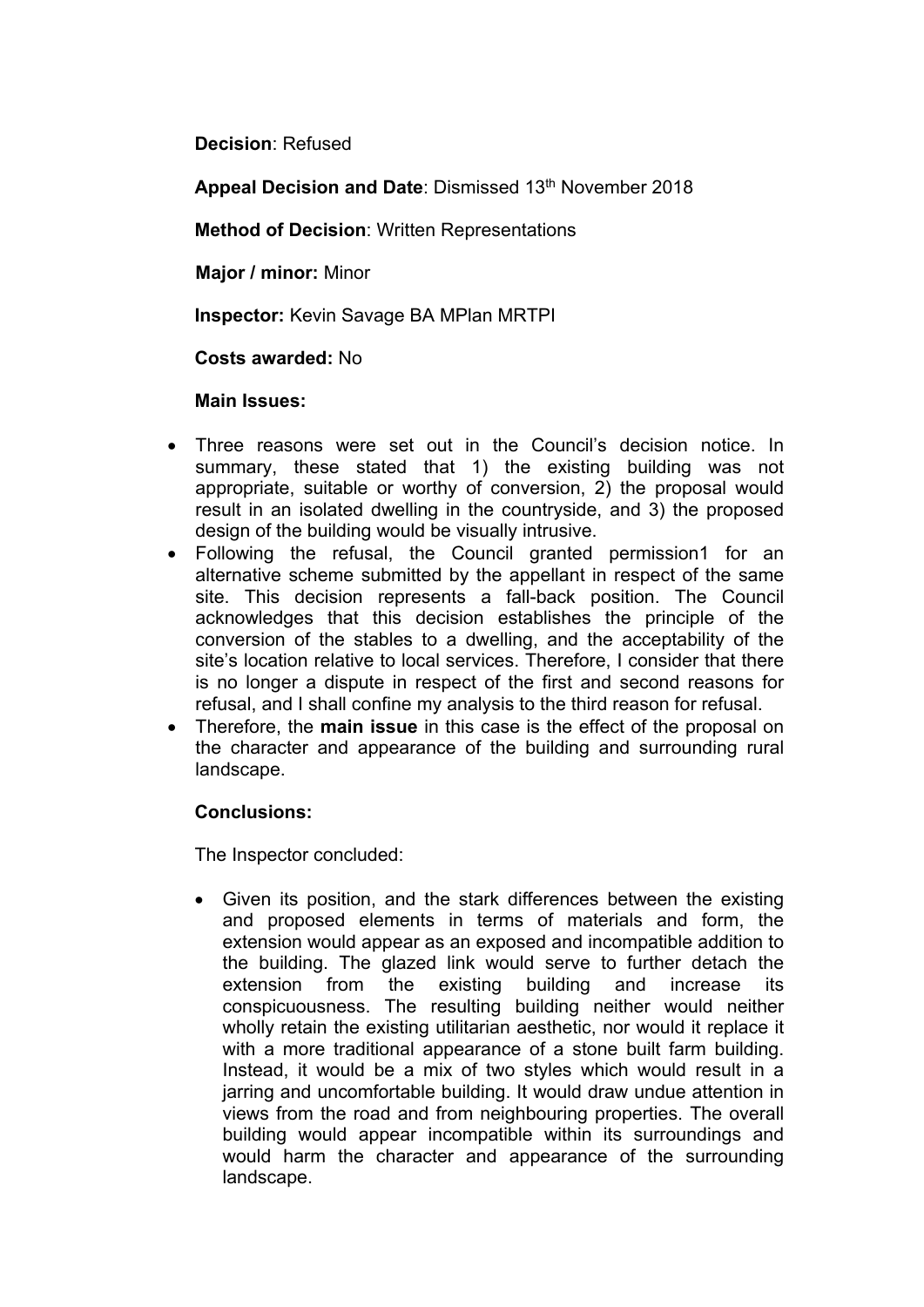**Decision**: Refused

**Appeal Decision and Date**: Dismissed 13th November 2018

**Method of Decision**: Written Representations

**Major / minor:** Minor

**Inspector:** Kevin Savage BA MPlan MRTPI

**Costs awarded:** No

**Main Issues:**

- Three reasons were set out in the Council's decision notice. In summary, these stated that 1) the existing building was not appropriate, suitable or worthy of conversion, 2) the proposal would result in an isolated dwelling in the countryside, and 3) the proposed design of the building would be visually intrusive.
- Following the refusal, the Council granted permission1 for an alternative scheme submitted by the appellant in respect of the same site. This decision represents a fall-back position. The Council acknowledges that this decision establishes the principle of the conversion of the stables to a dwelling, and the acceptability of the site's location relative to local services. Therefore, I consider that there is no longer a dispute in respect of the first and second reasons for refusal, and I shall confine my analysis to the third reason for refusal.
- Therefore, the **main issue** in this case is the effect of the proposal on the character and appearance of the building and surrounding rural landscape.

**Conclusions:**

The Inspector concluded:

- Given its position, and the stark differences between the existing and proposed elements in terms of materials and form, the extension would appear as an exposed and incompatible addition to the building. The glazed link would serve to further detach the extension from the existing building and increase its conspicuousness. The resulting building neither would neither wholly retain the existing utilitarian aesthetic, nor would it replace it with a more traditional appearance of a stone built farm building. Instead, it would be a mix of two styles which would result in a jarring and uncomfortable building. It would draw undue attention in views from the road and from neighbouring properties. The overall building would appear incompatible within its surroundings and would harm the character and appearance of the surrounding landscape.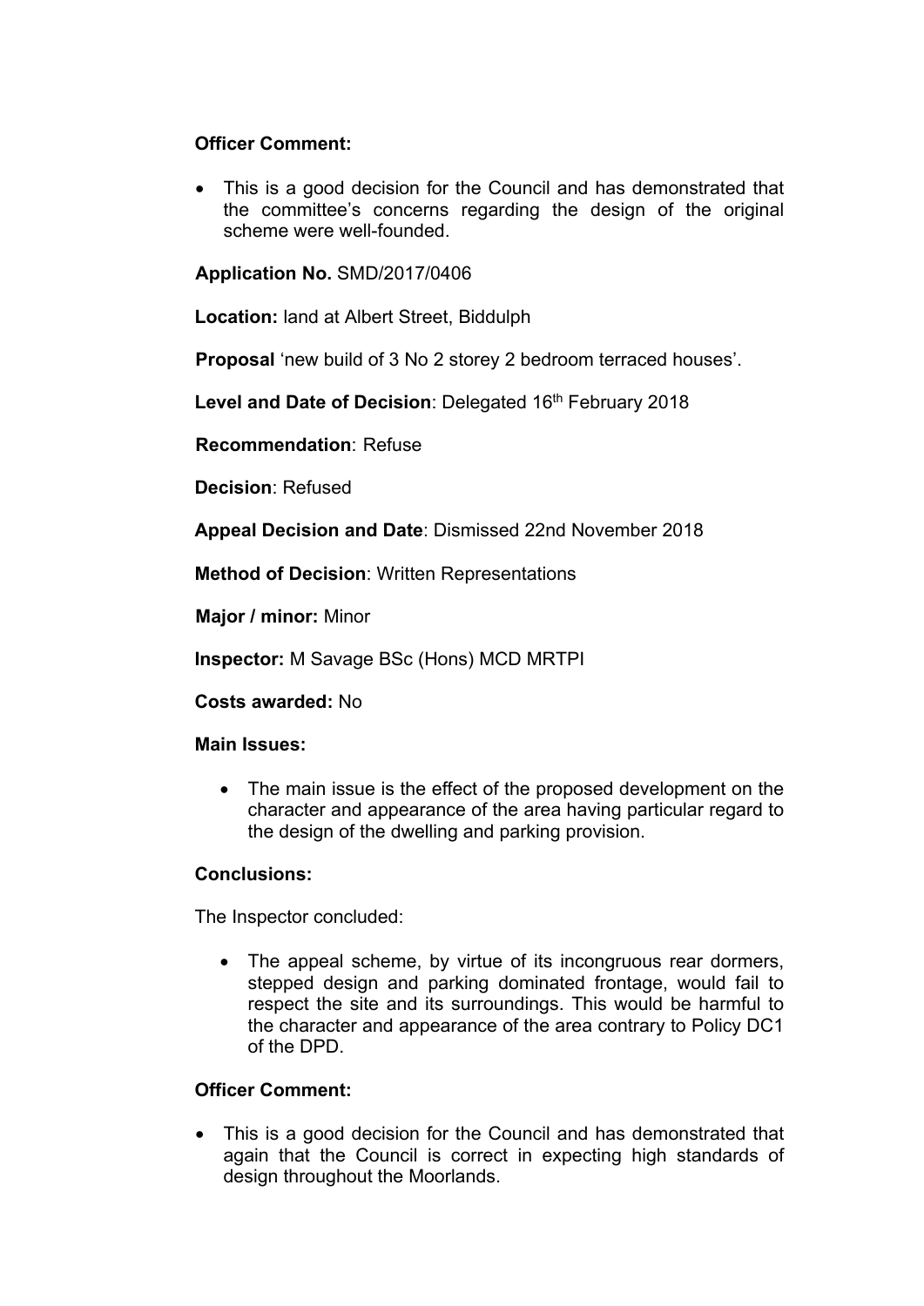**Officer Comment:**

- This is a good decision for the Council and has demonstrated that the committee's concerns regarding the design of the original scheme were well-founded.

**Application No.** SMD/2017/0406

**Location:** land at Albert Street, Biddulph

**Proposal** 'new build of 3 No 2 storey 2 bedroom terraced houses'.

**Level and Date of Decision**: Delegated 16th February 2018

**Recommendation**: Refuse

**Decision**: Refused

**Appeal Decision and Date**: Dismissed 22nd November 2018

**Method of Decision**: Written Representations

**Major / minor:** Minor

**Inspector:** M Savage BSc (Hons) MCD MRTPI

**Costs awarded:** No

**Main Issues:**

- The main issue is the effect of the proposed development on the character and appearance of the area having particular regard to the design of the dwelling and parking provision.

**Conclusions:**

The Inspector concluded:

- The appeal scheme, by virtue of its incongruous rear dormers, stepped design and parking dominated frontage, would fail to respect the site and its surroundings. This would be harmful to the character and appearance of the area contrary to Policy DC1 of the DPD.

**Officer Comment:**

- This is a good decision for the Council and has demonstrated that again that the Council is correct in expecting high standards of design throughout the Moorlands.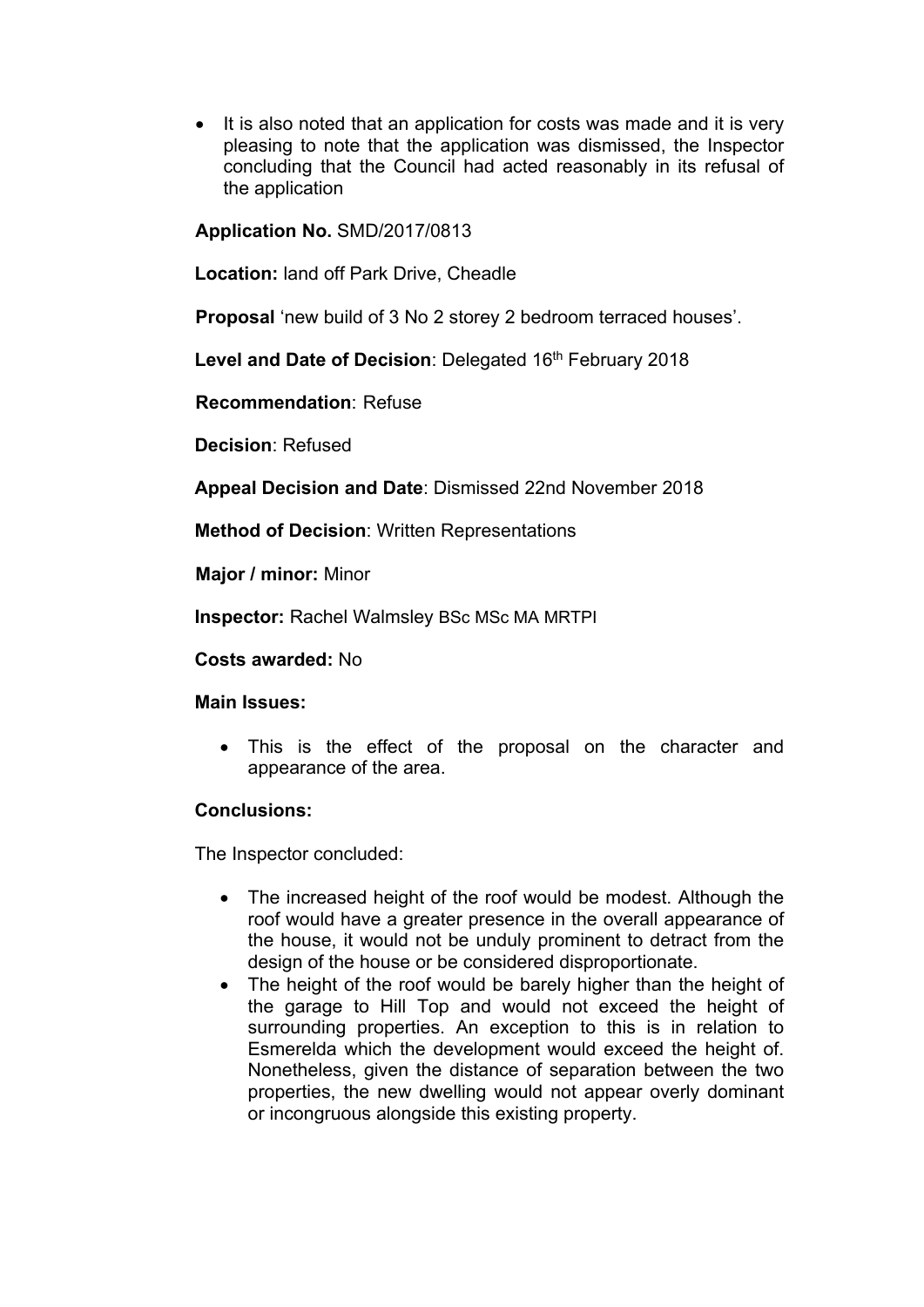- It is also noted that an application for costs was made and it is very pleasing to note that the application was dismissed, the Inspector concluding that the Council had acted reasonably in its refusal of the application

**Application No.** SMD/2017/0813

**Location:** land off Park Drive, Cheadle

**Proposal** 'new build of 3 No 2 storey 2 bedroom terraced houses'.

**Level and Date of Decision**: Delegated 16th February 2018

**Recommendation**: Refuse

**Decision**: Refused

**Appeal Decision and Date**: Dismissed 22nd November 2018

**Method of Decision**: Written Representations

**Major / minor:** Minor

**Inspector:** Rachel Walmsley BSc MSc MA MRTPI

**Costs awarded:** No

**Main Issues:**

- This is the effect of the proposal on the character and appearance of the area.

**Conclusions:**

The Inspector concluded:

- The increased height of the roof would be modest. Although the roof would have a greater presence in the overall appearance of the house, it would not be unduly prominent to detract from the design of the house or be considered disproportionate.
- The height of the roof would be barely higher than the height of the garage to Hill Top and would not exceed the height of surrounding properties. An exception to this is in relation to Esmerelda which the development would exceed the height of. Nonetheless, given the distance of separation between the two properties, the new dwelling would not appear overly dominant or incongruous alongside this existing property.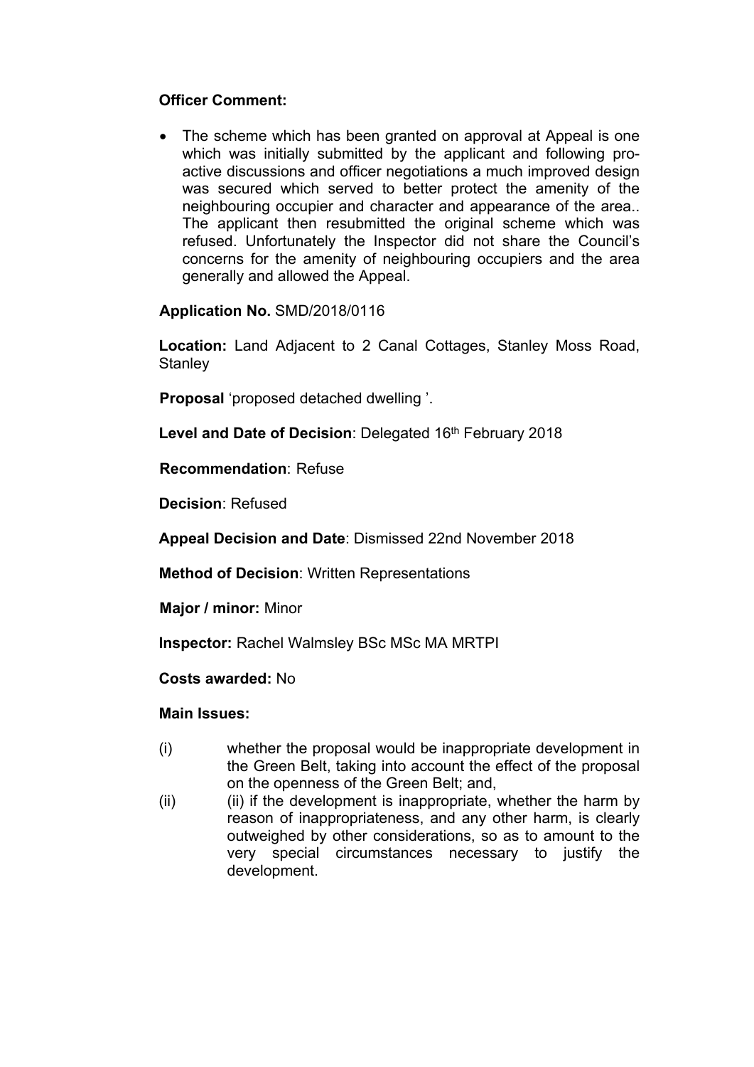**Officer Comment:**

- The scheme which has been granted on approval at Appeal is one which was initially submitted by the applicant and following pro-active discussions and officer negotiations a much improved design was secured which served to better protect the amenity of the neighbouring occupier and character and appearance of the area.. The applicant then resubmitted the original scheme which was refused. Unfortunately the Inspector did not share the Council's concerns for the amenity of neighbouring occupiers and the area generally and allowed the Appeal.

**Application No.** SMD/2018/0116

**Location:** Land Adjacent to 2 Canal Cottages, Stanley Moss Road, Stanley

**Proposal** 'proposed detached dwelling '.

**Level and Date of Decision**: Delegated 16th February 2018

**Recommendation**: Refuse

**Decision**: Refused

**Appeal Decision and Date**: Dismissed 22nd November 2018

**Method of Decision**: Written Representations

**Major / minor:** Minor

**Inspector:** Rachel Walmsley BSc MSc MA MRTPI

**Costs awarded:** No

**Main Issues:**

(i) whether the proposal would be inappropriate development in the Green Belt, taking into account the effect of the proposal on the openness of the Green Belt; and,

(ii) (ii) if the development is inappropriate, whether the harm by reason of inappropriateness, and any other harm, is clearly outweighed by other considerations, so as to amount to the very special circumstances necessary to justify the development.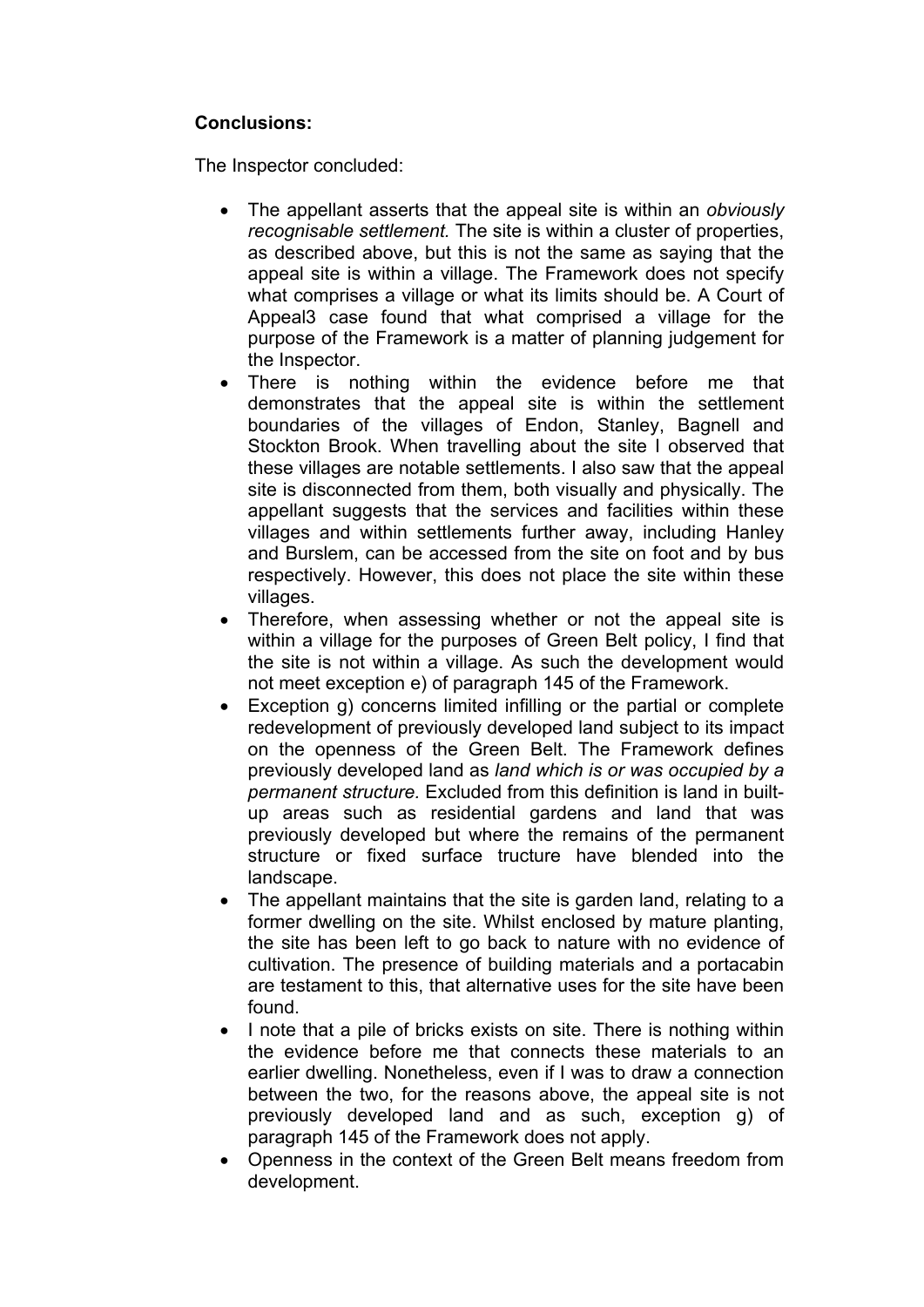**Conclusions:**

The Inspector concluded:

- The appellant asserts that the appeal site is within an *obviously recognisable settlement.* The site is within a cluster of properties, as described above, but this is not the same as saying that the appeal site is within a village. The Framework does not specify what comprises a village or what its limits should be. A Court of Appeal3 case found that what comprised a village for the purpose of the Framework is a matter of planning judgement for the Inspector.
- There is nothing within the evidence before me that demonstrates that the appeal site is within the settlement boundaries of the villages of Endon, Stanley, Bagnell and Stockton Brook. When travelling about the site I observed that these villages are notable settlements. I also saw that the appeal site is disconnected from them, both visually and physically. The appellant suggests that the services and facilities within these villages and within settlements further away, including Hanley and Burslem, can be accessed from the site on foot and by bus respectively. However, this does not place the site within these villages.
- Therefore, when assessing whether or not the appeal site is within a village for the purposes of Green Belt policy, I find that the site is not within a village. As such the development would not meet exception e) of paragraph 145 of the Framework.
- Exception g) concerns limited infilling or the partial or complete redevelopment of previously developed land subject to its impact on the openness of the Green Belt. The Framework defines previously developed land as *land which is or was occupied by a permanent structure.* Excluded from this definition is land in built-up areas such as residential gardens and land that was previously developed but where the remains of the permanent structure or fixed surface tructure have blended into the landscape.
- The appellant maintains that the site is garden land, relating to a former dwelling on the site. Whilst enclosed by mature planting, the site has been left to go back to nature with no evidence of cultivation. The presence of building materials and a portacabin are testament to this, that alternative uses for the site have been found.
- I note that a pile of bricks exists on site. There is nothing within the evidence before me that connects these materials to an earlier dwelling. Nonetheless, even if I was to draw a connection between the two, for the reasons above, the appeal site is not previously developed land and as such, exception g) of paragraph 145 of the Framework does not apply.
- Openness in the context of the Green Belt means freedom from development.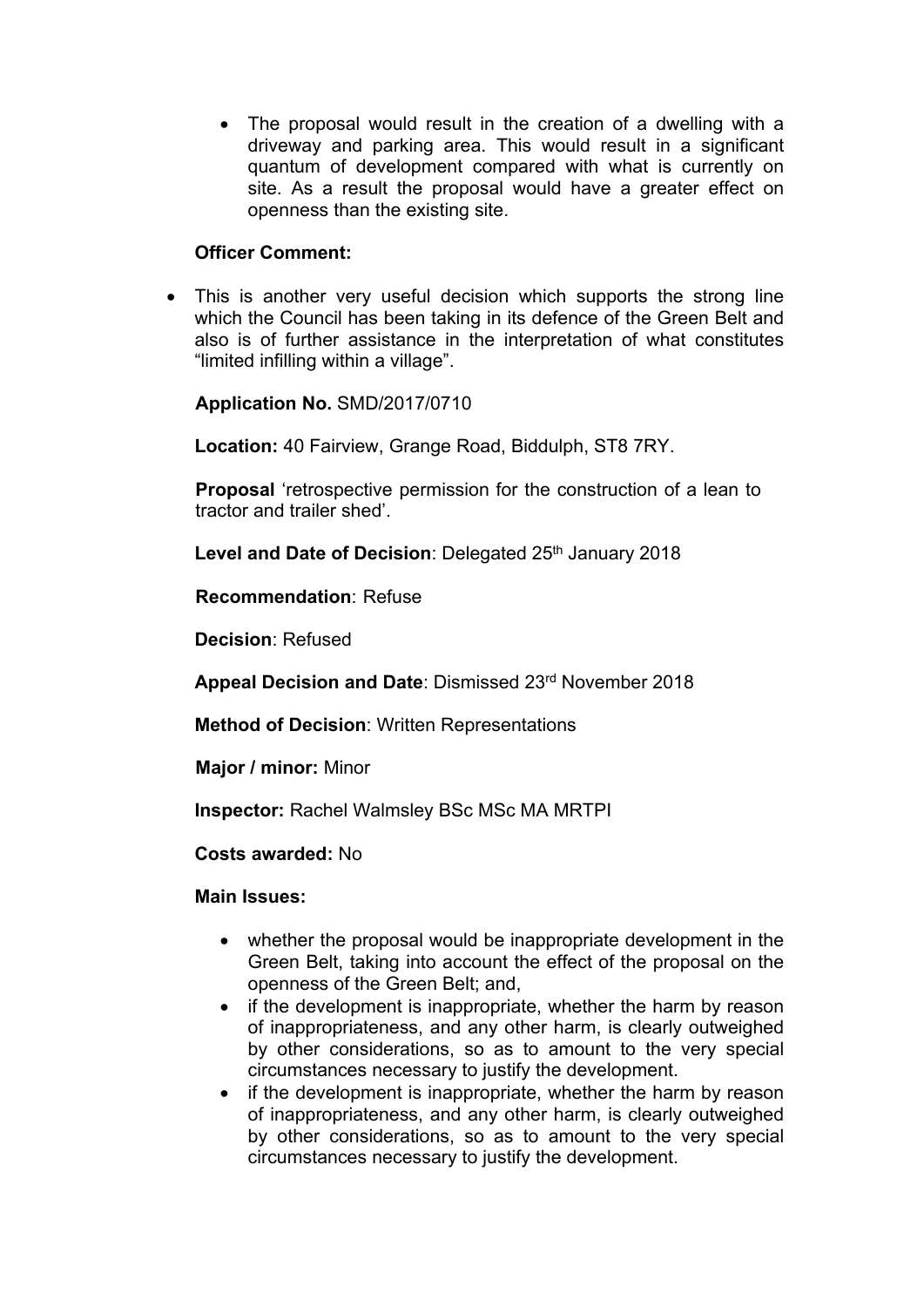- The proposal would result in the creation of a dwelling with a driveway and parking area. This would result in a significant quantum of development compared with what is currently on site. As a result the proposal would have a greater effect on openness than the existing site.

**Officer Comment:**

- This is another very useful decision which supports the strong line which the Council has been taking in its defence of the Green Belt and also is of further assistance in the interpretation of what constitutes "limited infilling within a village".

**Application No.** SMD/2017/0710

**Location:** 40 Fairview, Grange Road, Biddulph, ST8 7RY.

**Proposal** 'retrospective permission for the construction of a lean to tractor and trailer shed'.

**Level and Date of Decision**: Delegated 25th January 2018

**Recommendation**: Refuse

**Decision**: Refused

**Appeal Decision and Date**: Dismissed 23rd November 2018

**Method of Decision**: Written Representations

**Major / minor:** Minor

**Inspector:** Rachel Walmsley BSc MSc MA MRTPI

**Costs awarded:** No

**Main Issues:**

- whether the proposal would be inappropriate development in the Green Belt, taking into account the effect of the proposal on the openness of the Green Belt; and,
- if the development is inappropriate, whether the harm by reason of inappropriateness, and any other harm, is clearly outweighed by other considerations, so as to amount to the very special circumstances necessary to justify the development.
- if the development is inappropriate, whether the harm by reason of inappropriateness, and any other harm, is clearly outweighed by other considerations, so as to amount to the very special circumstances necessary to justify the development.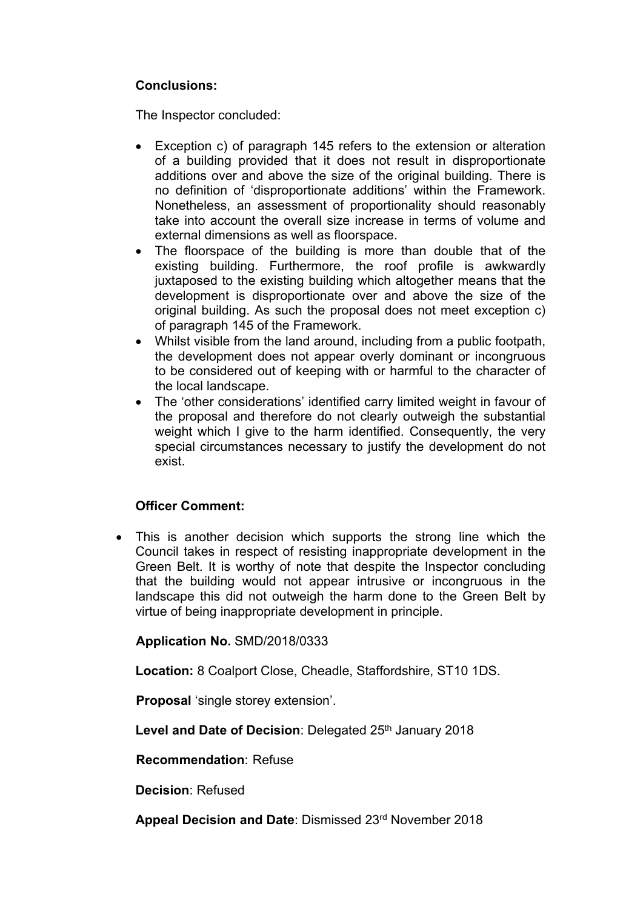**Conclusions:**

The Inspector concluded:

- Exception c) of paragraph 145 refers to the extension or alteration of a building provided that it does not result in disproportionate additions over and above the size of the original building. There is no definition of 'disproportionate additions' within the Framework. Nonetheless, an assessment of proportionality should reasonably take into account the overall size increase in terms of volume and external dimensions as well as floorspace.
- The floorspace of the building is more than double that of the existing building. Furthermore, the roof profile is awkwardly juxtaposed to the existing building which altogether means that the development is disproportionate over and above the size of the original building. As such the proposal does not meet exception c) of paragraph 145 of the Framework.
- Whilst visible from the land around, including from a public footpath, the development does not appear overly dominant or incongruous to be considered out of keeping with or harmful to the character of the local landscape.
- The 'other considerations' identified carry limited weight in favour of the proposal and therefore do not clearly outweigh the substantial weight which I give to the harm identified. Consequently, the very special circumstances necessary to justify the development do not exist.

**Officer Comment:**

- This is another decision which supports the strong line which the Council takes in respect of resisting inappropriate development in the Green Belt. It is worthy of note that despite the Inspector concluding that the building would not appear intrusive or incongruous in the landscape this did not outweigh the harm done to the Green Belt by virtue of being inappropriate development in principle.

**Application No.** SMD/2018/0333

**Location:** 8 Coalport Close, Cheadle, Staffordshire, ST10 1DS.

**Proposal** 'single storey extension'.

**Level and Date of Decision**: Delegated 25th January 2018

**Recommendation**: Refuse

**Decision**: Refused

**Appeal Decision and Date**: Dismissed 23rd November 2018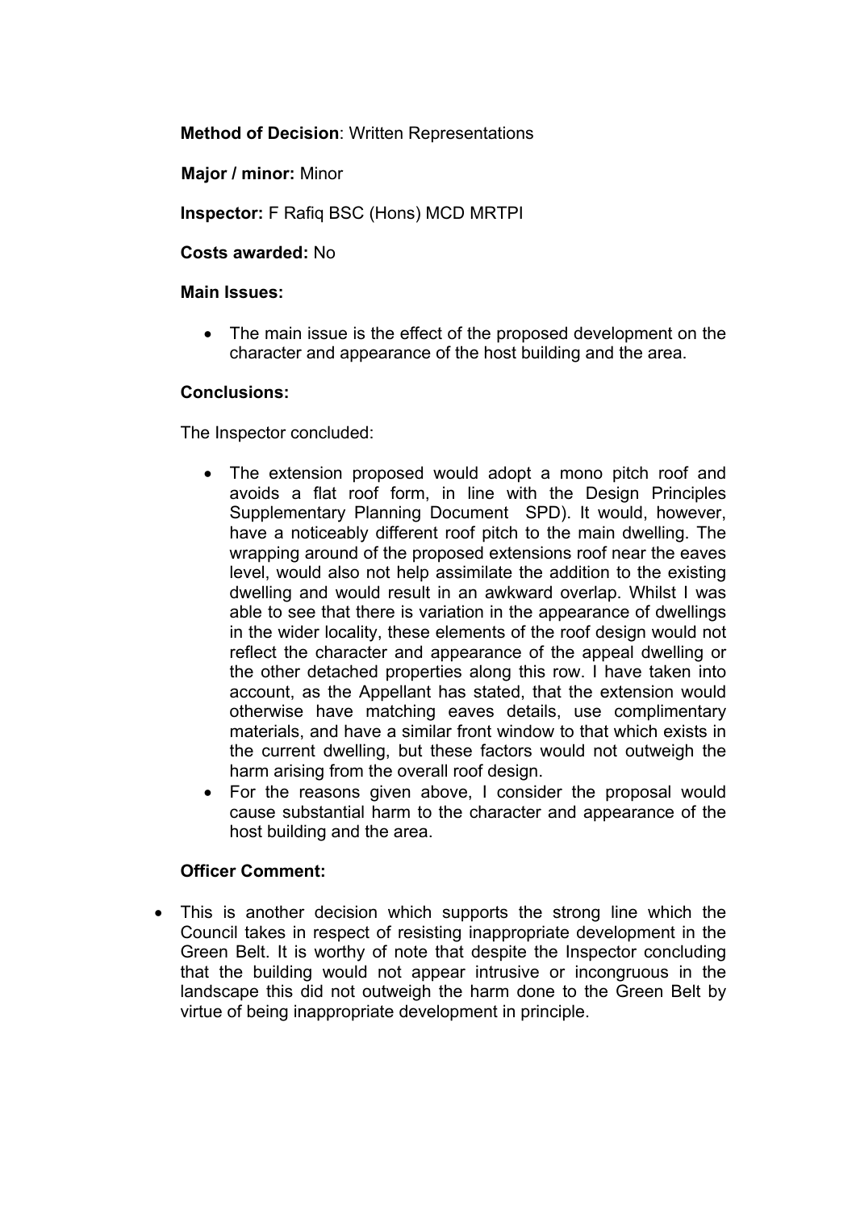**Method of Decision**: Written Representations

**Major / minor:** Minor

**Inspector:** F Rafiq BSC (Hons) MCD MRTPI

**Costs awarded:** No

**Main Issues:**

- The main issue is the effect of the proposed development on the character and appearance of the host building and the area.

**Conclusions:**

The Inspector concluded:

- The extension proposed would adopt a mono pitch roof and avoids a flat roof form, in line with the Design Principles Supplementary Planning Document SPD). It would, however, have a noticeably different roof pitch to the main dwelling. The wrapping around of the proposed extensions roof near the eaves level, would also not help assimilate the addition to the existing dwelling and would result in an awkward overlap. Whilst I was able to see that there is variation in the appearance of dwellings in the wider locality, these elements of the roof design would not reflect the character and appearance of the appeal dwelling or the other detached properties along this row. I have taken into account, as the Appellant has stated, that the extension would otherwise have matching eaves details, use complimentary materials, and have a similar front window to that which exists in the current dwelling, but these factors would not outweigh the harm arising from the overall roof design.
- For the reasons given above, I consider the proposal would cause substantial harm to the character and appearance of the host building and the area.

**Officer Comment:**

- This is another decision which supports the strong line which the Council takes in respect of resisting inappropriate development in the Green Belt. It is worthy of note that despite the Inspector concluding that the building would not appear intrusive or incongruous in the landscape this did not outweigh the harm done to the Green Belt by virtue of being inappropriate development in principle.